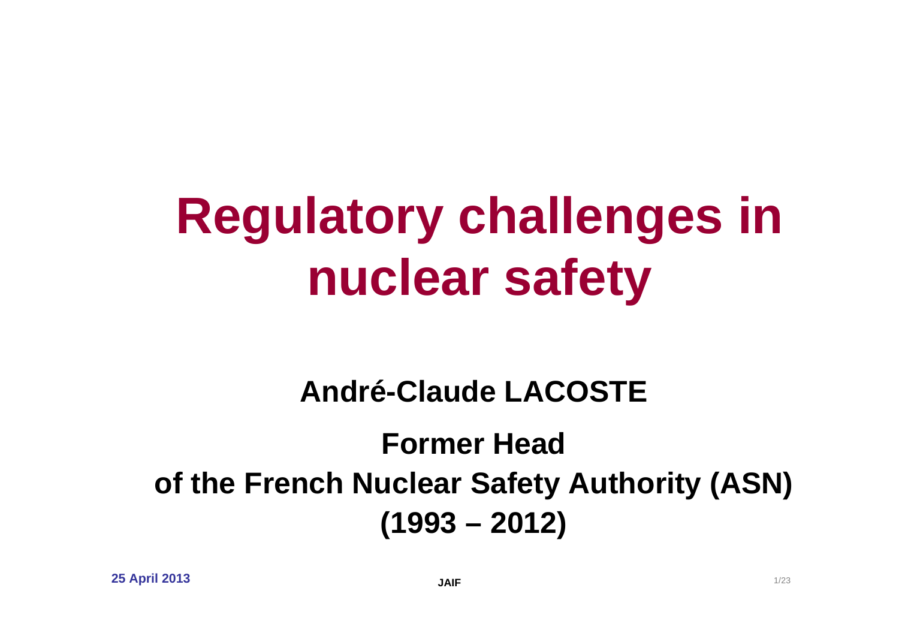# Regulatory challenges in nuclear safety

**André-Claude LACOSTE**

**Former Head**
**of the French Nuclear Safety Authority (ASN)**
**(1993 – 2012)**

**25 April 2013**

**JAIF**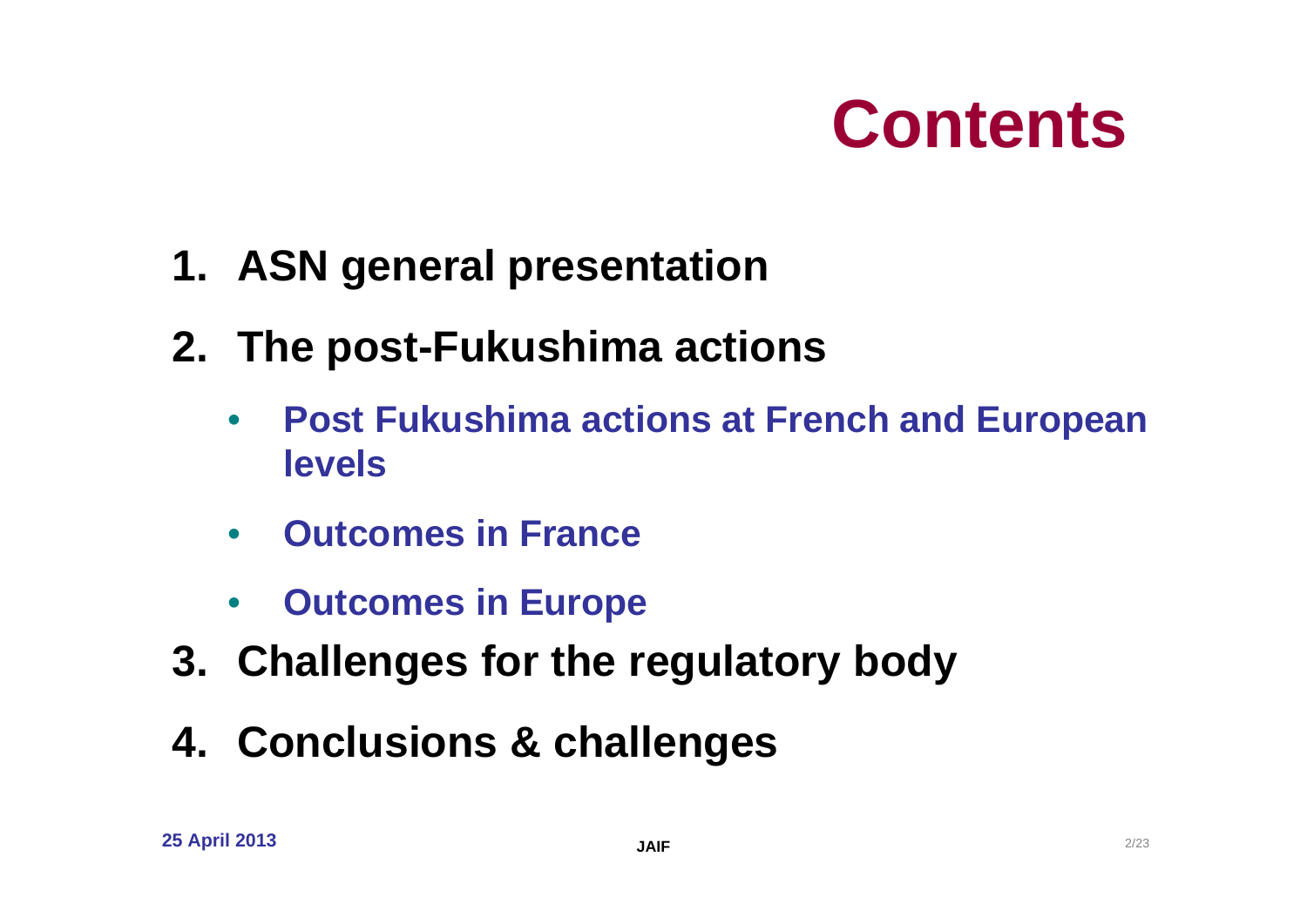# Contents

1. **ASN general presentation**
2. **The post-Fukushima actions**
   - **Post Fukushima actions at French and European levels**
   - **Outcomes in France**
   - **Outcomes in Europe**
3. **Challenges for the regulatory body**
4. **Conclusions & challenges**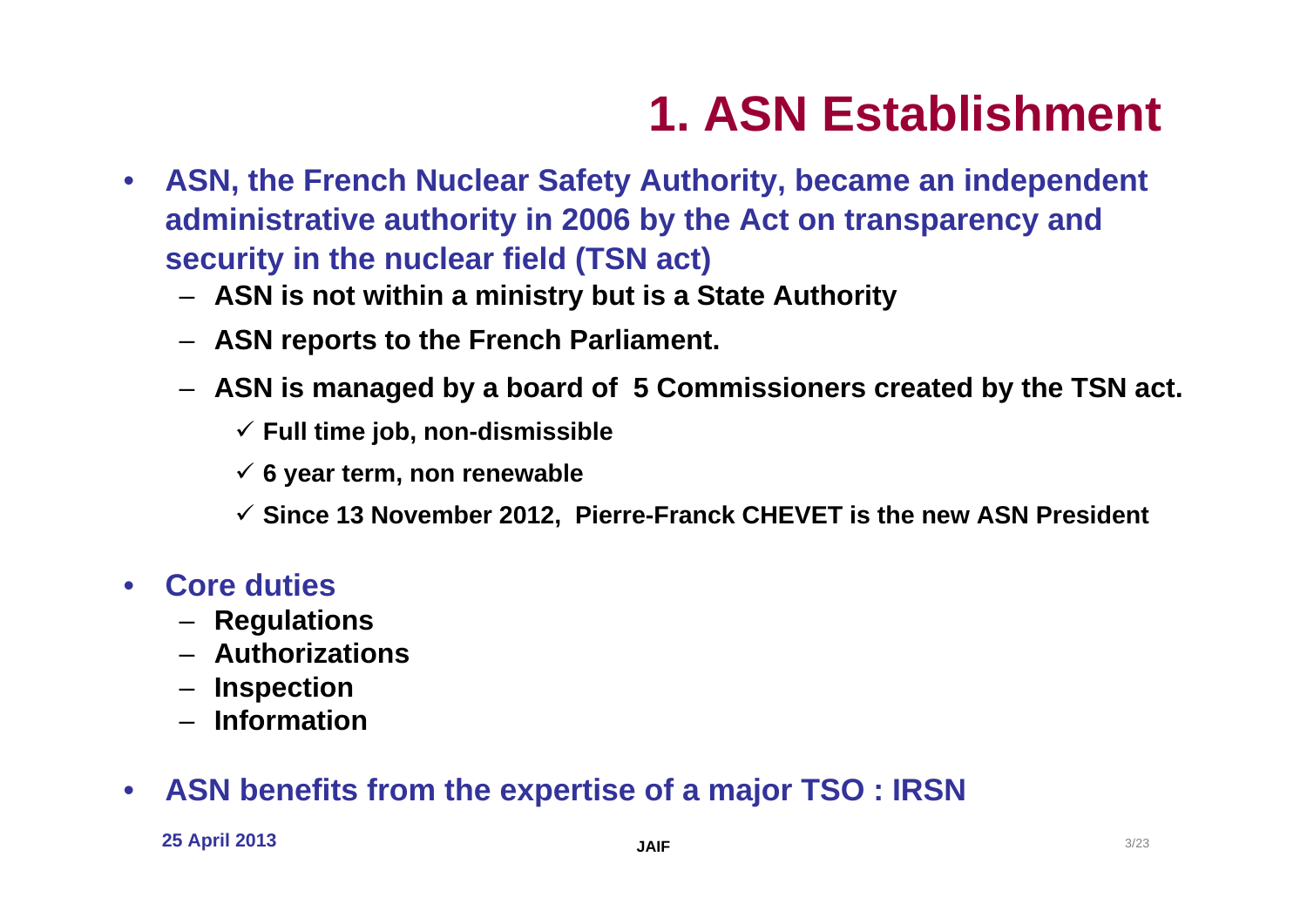# 1. ASN Establishment

- **ASN, the French Nuclear Safety Authority, became an independent administrative authority in 2006 by the Act on transparency and security in the nuclear field (TSN act)**
  - **ASN is not within a ministry but is a State Authority**
  - **ASN reports to the French Parliament.**
  - **ASN is managed by a board of 5 Commissioners created by the TSN act.**
    - ✓ **Full time job, non-dismissible**
    - ✓ **6 year term, non renewable**
    - ✓ **Since 13 November 2012, Pierre-Franck CHEVET is the new ASN President**
- **Core duties**
  - **Regulations**
  - **Authorizations**
  - **Inspection**
  - **Information**
- **ASN benefits from the expertise of a major TSO : IRSN**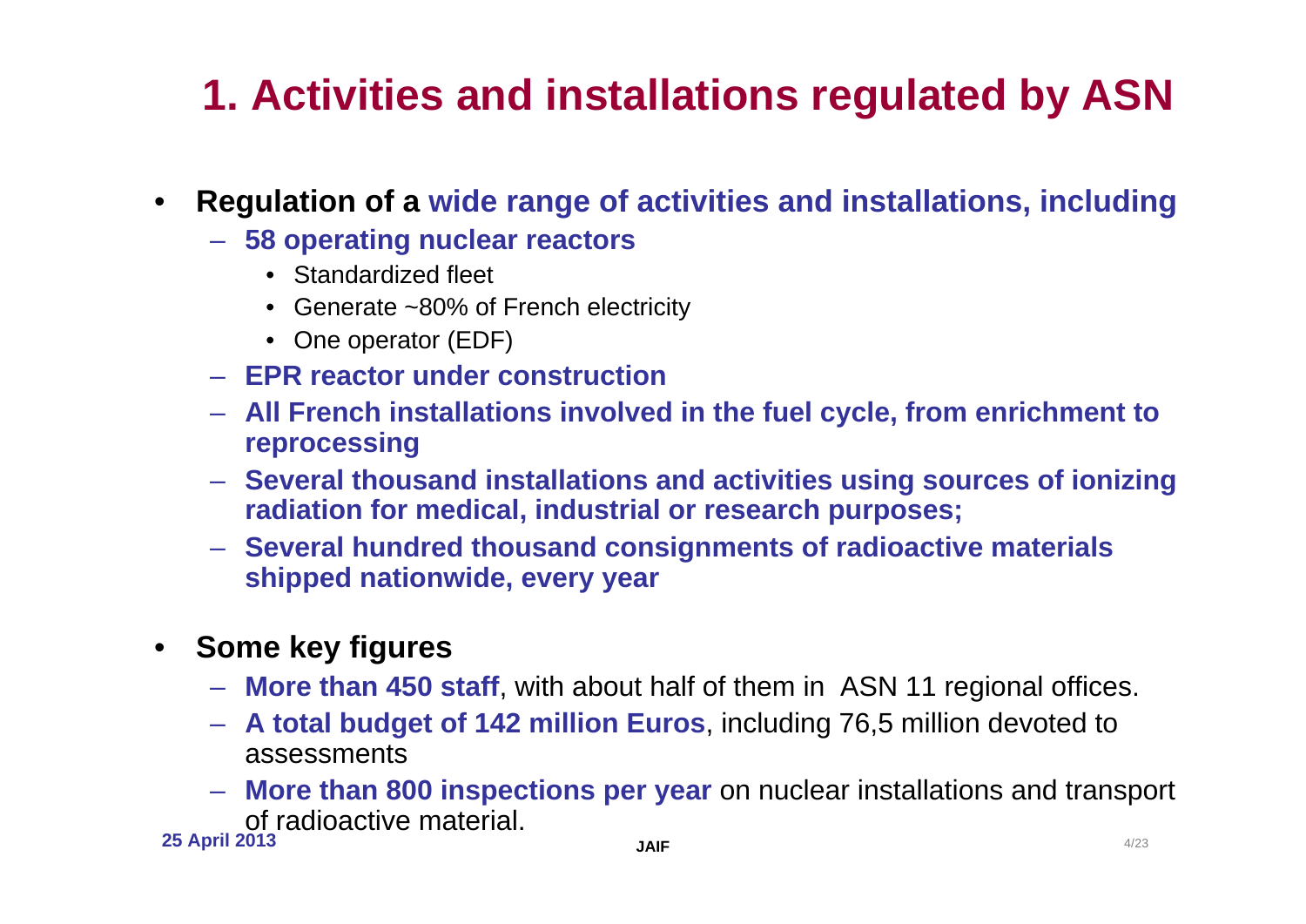# 1. Activities and installations regulated by ASN

- **Regulation of a wide range of activities and installations, including**
  - **58 operating nuclear reactors**
    - Standardized fleet
    - Generate ~80% of French electricity
    - One operator (EDF)
  - **EPR reactor under construction**
  - **All French installations involved in the fuel cycle, from enrichment to reprocessing**
  - **Several thousand installations and activities using sources of ionizing radiation for medical, industrial or research purposes;**
  - **Several hundred thousand consignments of radioactive materials shipped nationwide, every year**

- **Some key figures**
  - **More than 450 staff**, with about half of them in ASN 11 regional offices.
  - **A total budget of 142 million Euros**, including 76,5 million devoted to assessments
  - **More than 800 inspections per year** on nuclear installations and transport of radioactive material.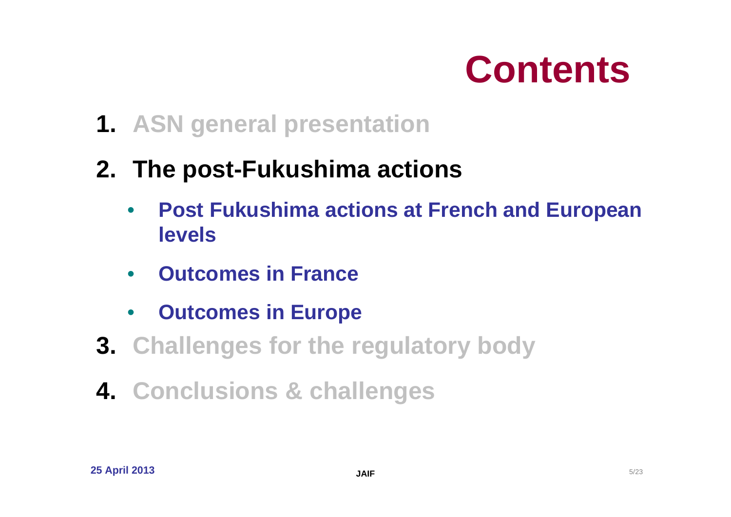# Contents

1. ASN general presentation
2. The post-Fukushima actions
   - Post Fukushima actions at French and European levels
   - Outcomes in France
   - Outcomes in Europe
3. Challenges for the regulatory body
4. Conclusions & challenges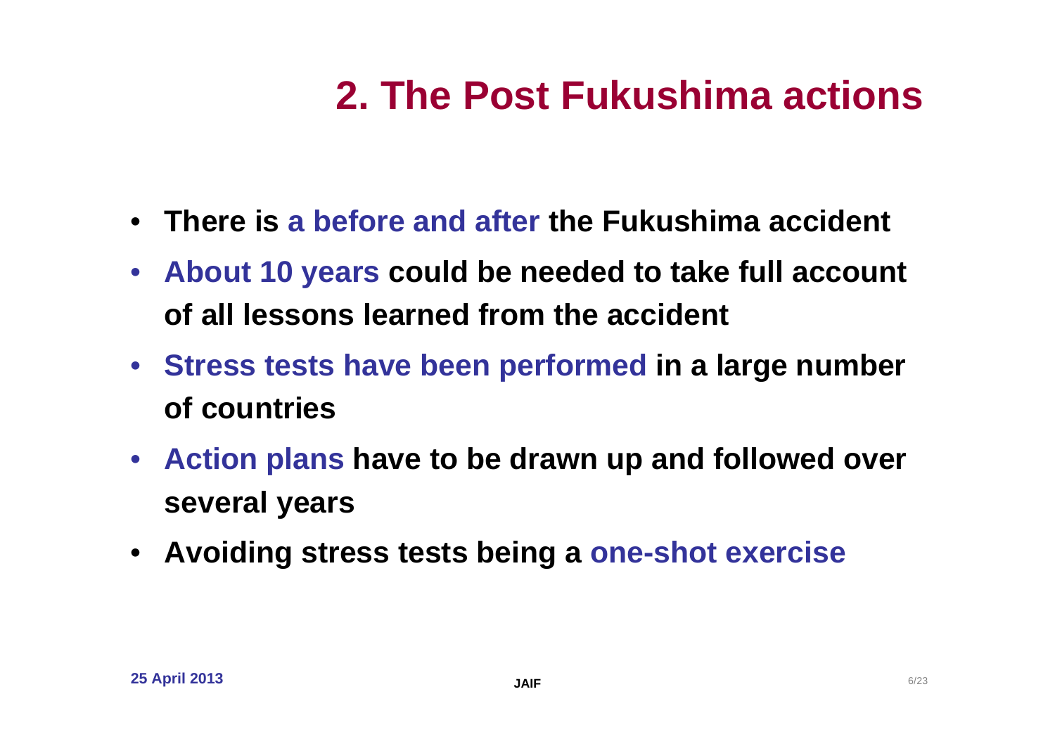# 2. The Post Fukushima actions

- **There is a before and after the Fukushima accident**
- **About 10 years could be needed to take full account of all lessons learned from the accident**
- **Stress tests have been performed in a large number of countries**
- **Action plans have to be drawn up and followed over several years**
- **Avoiding stress tests being a one-shot exercise**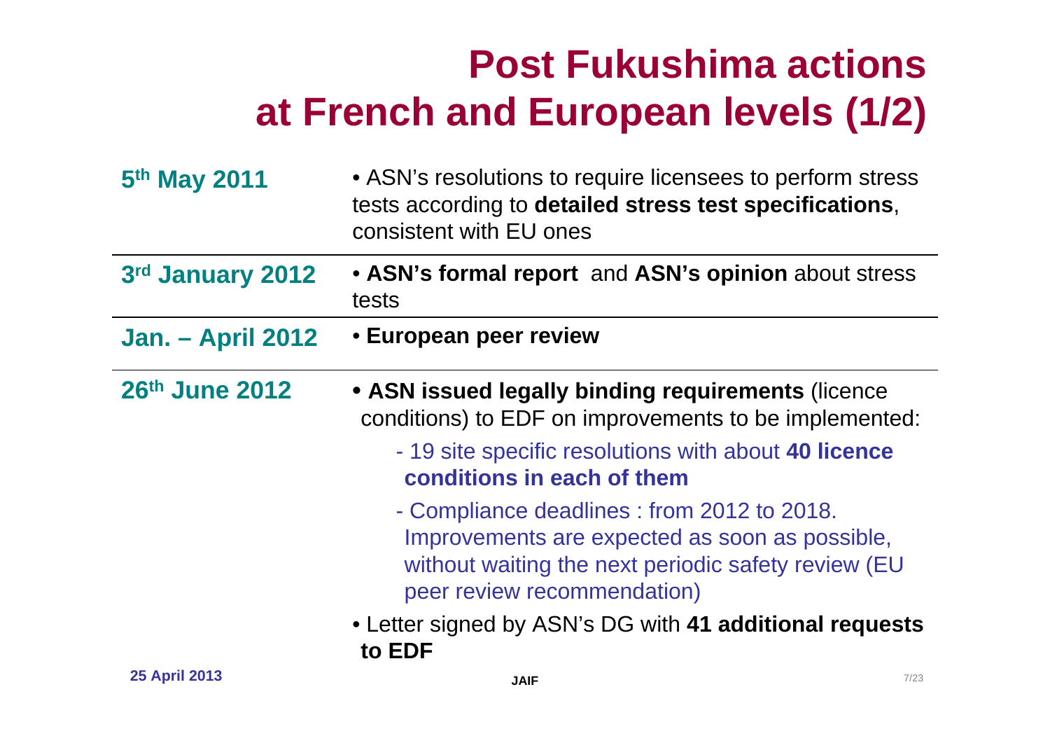# Post Fukushima actions at French and European levels (1/2)

| Date | Action |
| --- | --- |
| 5th May 2011 | • ASN's resolutions to require licensees to perform stress tests according to **detailed stress test specifications**, consistent with EU ones |
| 3rd January 2012 | • **ASN's formal report** and **ASN's opinion** about stress tests |
| Jan. – April 2012 | • **European peer review** |
| 26th June 2012 | • **ASN issued legally binding requirements** (licence conditions) to EDF on improvements to be implemented:<br>- 19 site specific resolutions with about **40 licence conditions in each of them**<br>- Compliance deadlines : from 2012 to 2018. Improvements are expected as soon as possible, without waiting the next periodic safety review (EU peer review recommendation)<br>• Letter signed by ASN's DG with **41 additional requests to EDF** |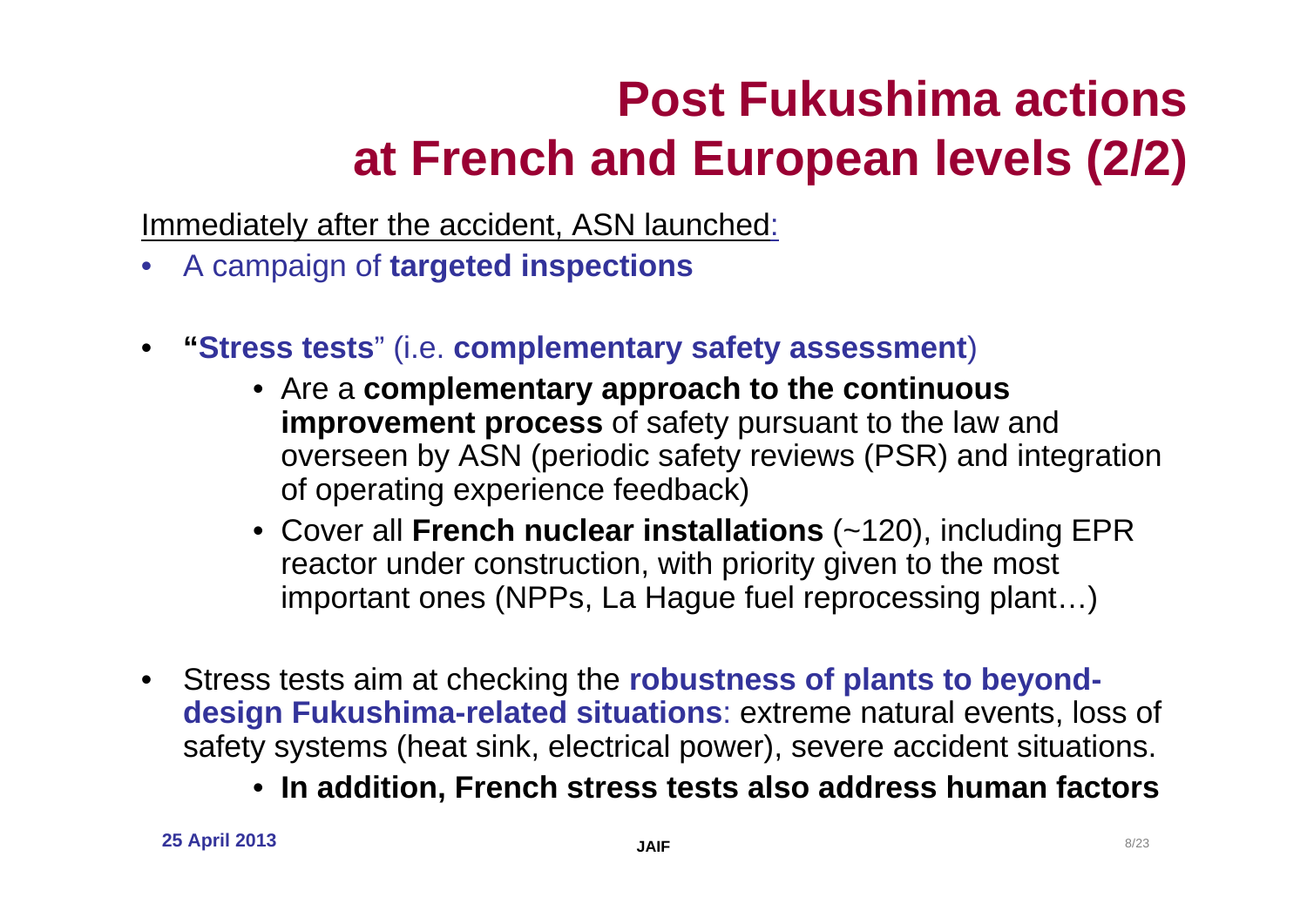# Post Fukushima actions at French and European levels (2/2)

Immediately after the accident, ASN launched:

- A campaign of **targeted inspections**
- **"Stress tests"** (i.e. **complementary safety assessment**)
  - Are a **complementary approach to the continuous improvement process** of safety pursuant to the law and overseen by ASN (periodic safety reviews (PSR) and integration of operating experience feedback)
  - Cover all **French nuclear installations** (~120), including EPR reactor under construction, with priority given to the most important ones (NPPs, La Hague fuel reprocessing plant…)
- Stress tests aim at checking the **robustness of plants to beyond-design Fukushima-related situations**: extreme natural events, loss of safety systems (heat sink, electrical power), severe accident situations.
  - **In addition, French stress tests also address human factors**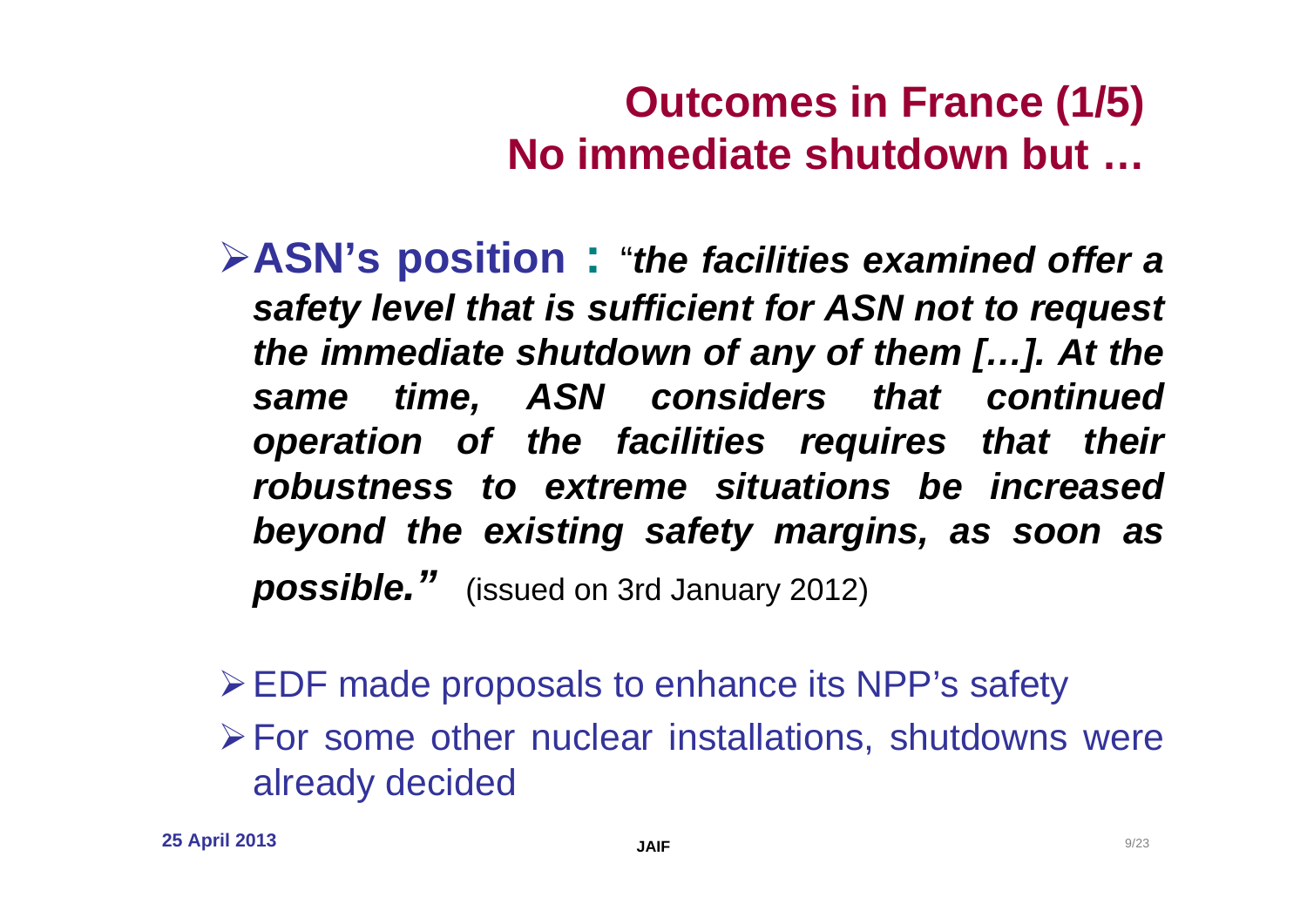# Outcomes in France (1/5)
# No immediate shutdown but …

- **ASN's position :** "***the facilities examined offer a safety level that is sufficient for ASN not to request the immediate shutdown of any of them […]. At the same time, ASN considers that continued operation of the facilities requires that their robustness to extreme situations be increased beyond the existing safety margins, as soon as possible.***" (issued on 3rd January 2012)

- EDF made proposals to enhance its NPP's safety
- For some other nuclear installations, shutdowns were already decided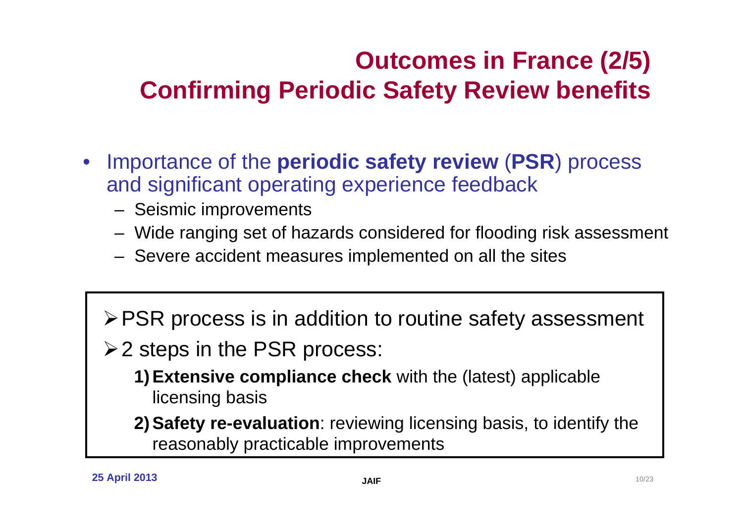# Outcomes in France (2/5)
# Confirming Periodic Safety Review benefits

- Importance of the **periodic safety review** (**PSR**) process and significant operating experience feedback
  - Seismic improvements
  - Wide ranging set of hazards considered for flooding risk assessment
  - Severe accident measures implemented on all the sites

> - PSR process is in addition to routine safety assessment
> - 2 steps in the PSR process:
>   1) **Extensive compliance check** with the (latest) applicable licensing basis
>   2) **Safety re-evaluation**: reviewing licensing basis, to identify the reasonably practicable improvements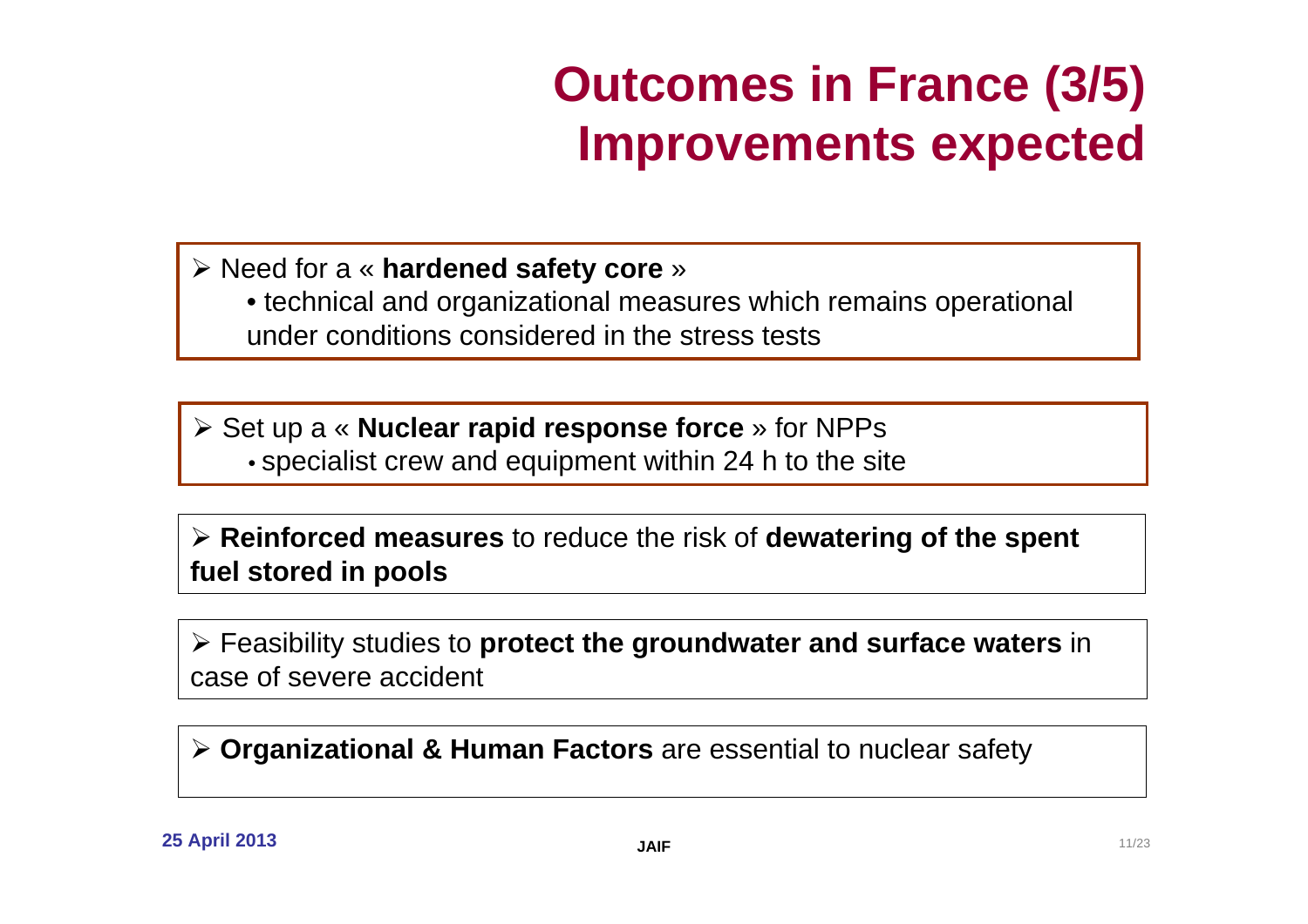# Outcomes in France (3/5) Improvements expected

- Need for a « **hardened safety core** »
  - technical and organizational measures which remains operational under conditions considered in the stress tests

- Set up a « **Nuclear rapid response force** » for NPPs
  - specialist crew and equipment within 24 h to the site

- **Reinforced measures** to reduce the risk of **dewatering of the spent fuel stored in pools**

- Feasibility studies to **protect the groundwater and surface waters** in case of severe accident

- **Organizational & Human Factors** are essential to nuclear safety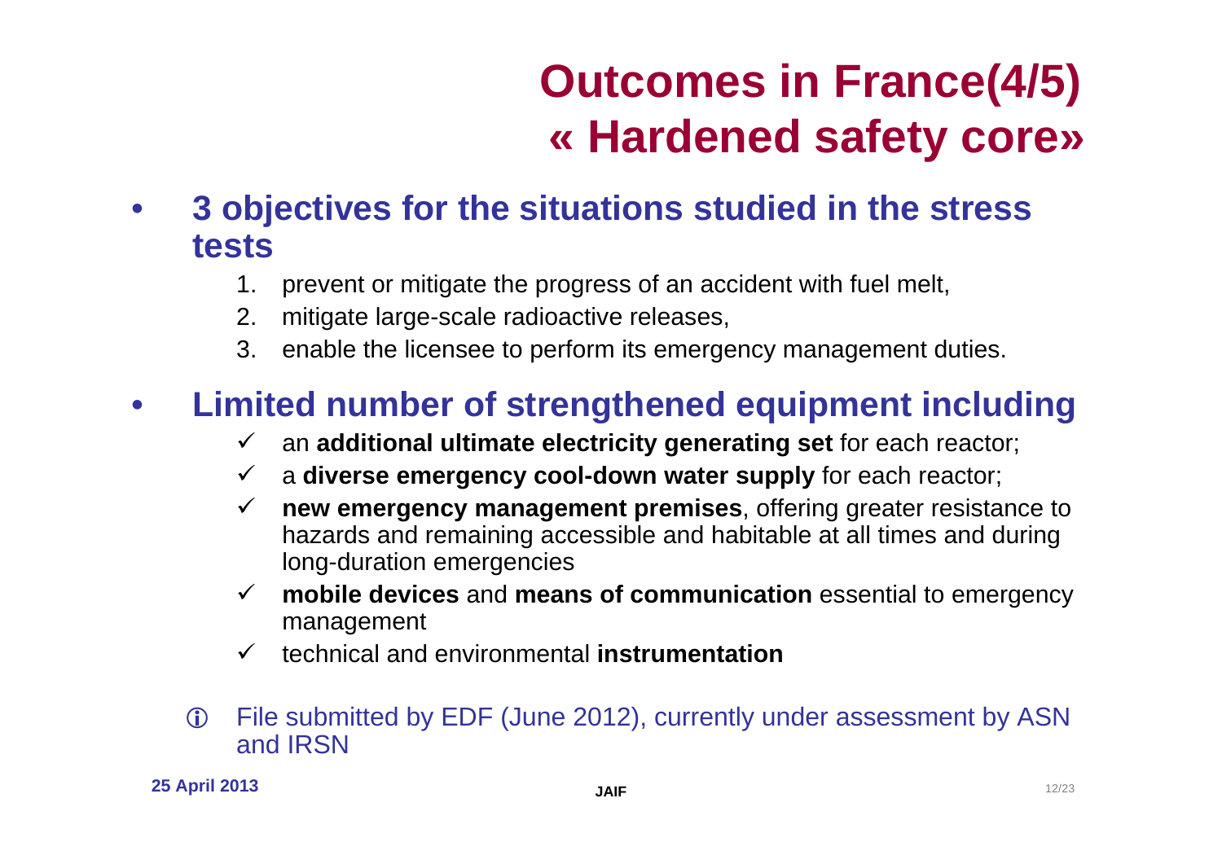# Outcomes in France(4/5)
# « Hardened safety core»

- **3 objectives for the situations studied in the stress tests**
  1. prevent or mitigate the progress of an accident with fuel melt,
  2. mitigate large-scale radioactive releases,
  3. enable the licensee to perform its emergency management duties.

- **Limited number of strengthened equipment including**
  - ✓ an **additional ultimate electricity generating set** for each reactor;
  - ✓ a **diverse emergency cool-down water supply** for each reactor;
  - ✓ **new emergency management premises**, offering greater resistance to hazards and remaining accessible and habitable at all times and during long-duration emergencies
  - ✓ **mobile devices** and **means of communication** essential to emergency management
  - ✓ technical and environmental **instrumentation**

ⓘ File submitted by EDF (June 2012), currently under assessment by ASN and IRSN

**25 April 2013**

**JAIF**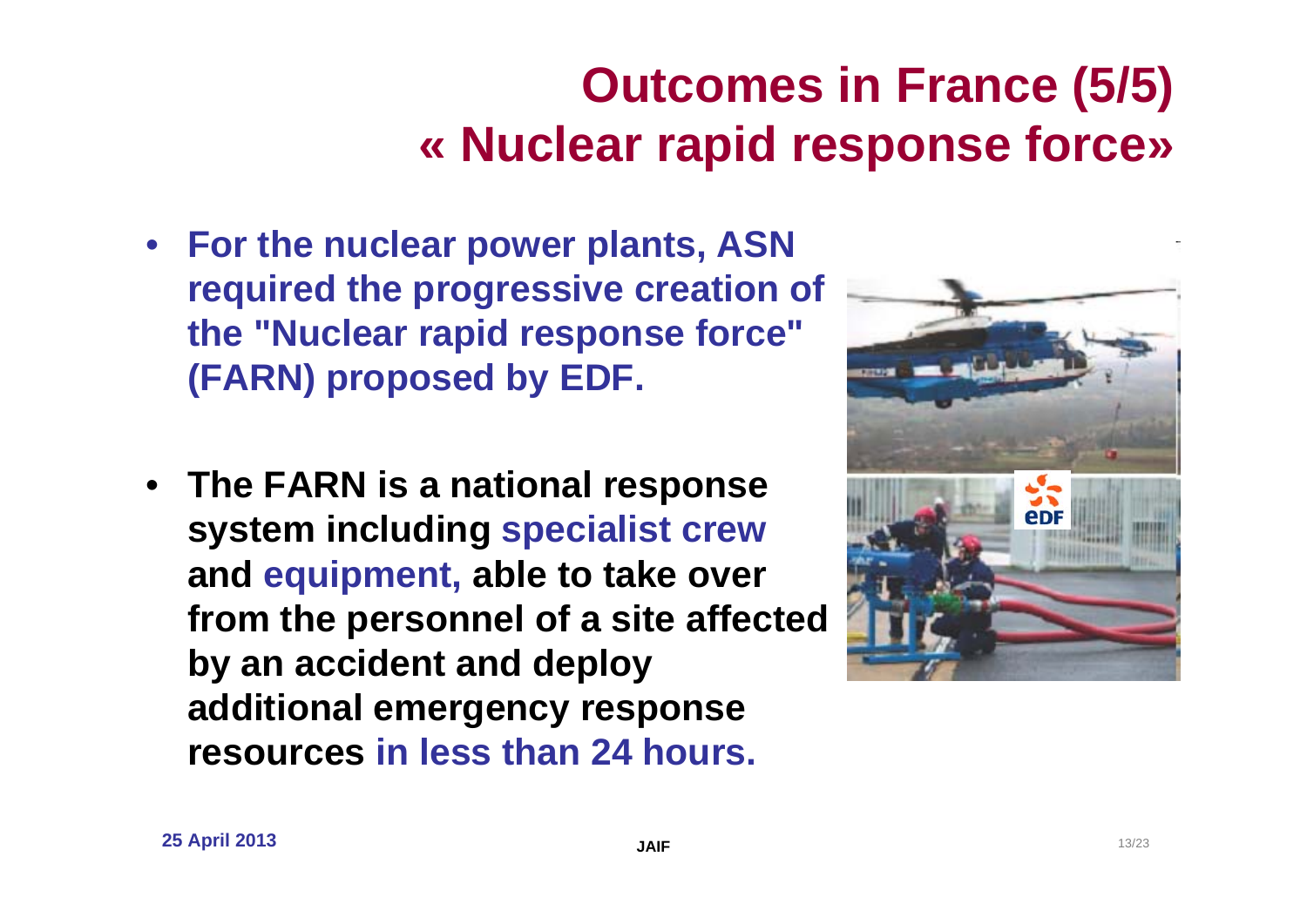# Outcomes in France (5/5)
# « Nuclear rapid response force»

- **For the nuclear power plants, ASN required the progressive creation of the "Nuclear rapid response force" (FARN) proposed by EDF.**

- **The FARN is a national response system including specialist crew and equipment, able to take over from the personnel of a site affected by an accident and deploy additional emergency response resources in less than 24 hours.**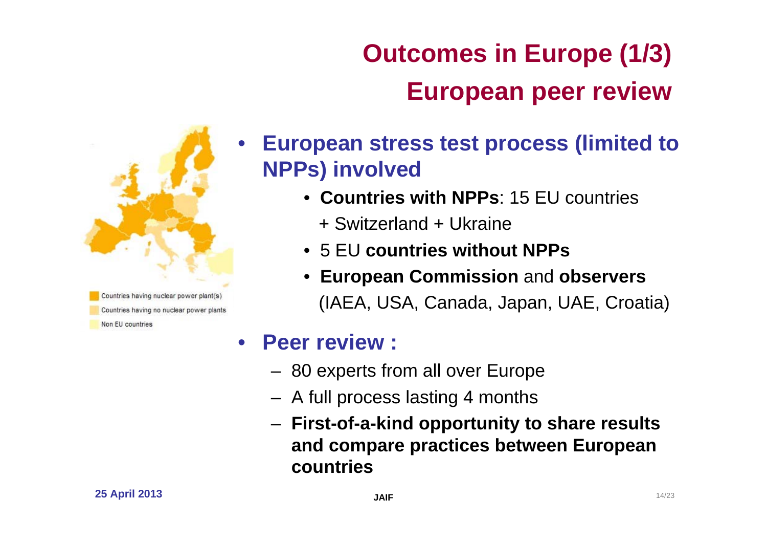# Outcomes in Europe (1/3)

## European peer review

Countries having nuclear power plant(s)

Countries having no nuclear power plants

Non EU countries

- **European stress test process (limited to NPPs) involved**
  - **Countries with NPPs**: 15 EU countries
    + Switzerland + Ukraine
  - 5 EU **countries without NPPs**
  - **European Commission** and **observers** (IAEA, USA, Canada, Japan, UAE, Croatia)

- **Peer review :**
  - 80 experts from all over Europe
  - A full process lasting 4 months
  - **First-of-a-kind opportunity to share results and compare practices between European countries**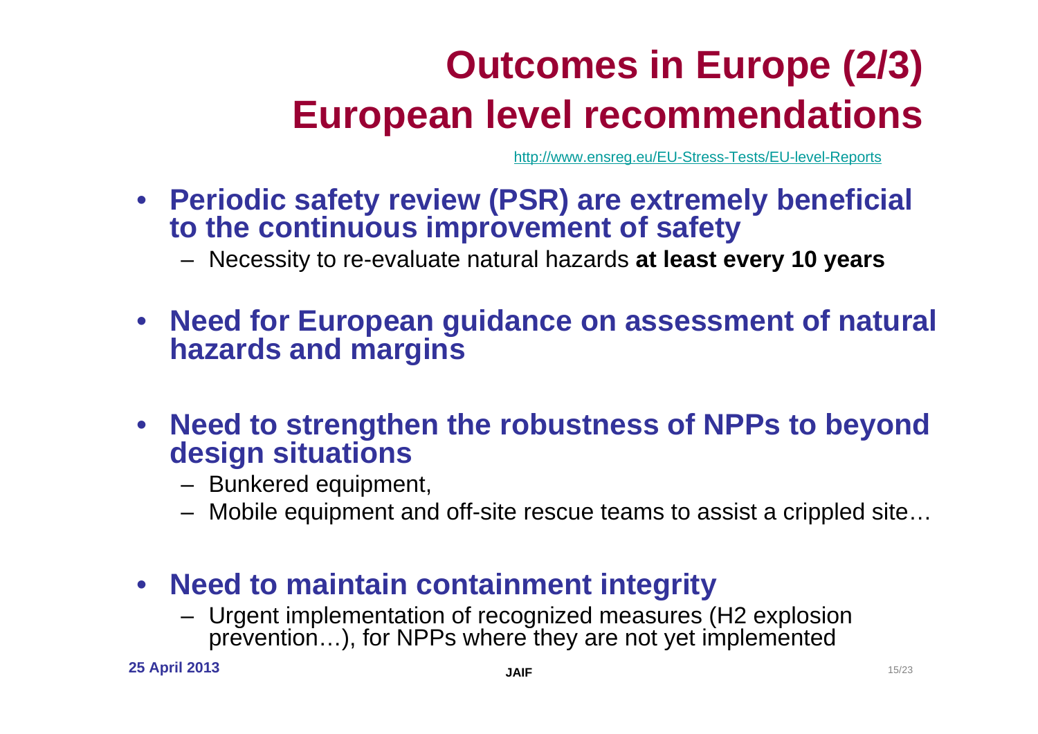# Outcomes in Europe (2/3)
# European level recommendations

http://www.ensreg.eu/EU-Stress-Tests/EU-level-Reports

- **Periodic safety review (PSR) are extremely beneficial to the continuous improvement of safety**
  - Necessity to re-evaluate natural hazards **at least every 10 years**

- **Need for European guidance on assessment of natural hazards and margins**

- **Need to strengthen the robustness of NPPs to beyond design situations**
  - Bunkered equipment,
  - Mobile equipment and off-site rescue teams to assist a crippled site…

- **Need to maintain containment integrity**
  - Urgent implementation of recognized measures ($H_2$ explosion prevention…), for NPPs where they are not yet implemented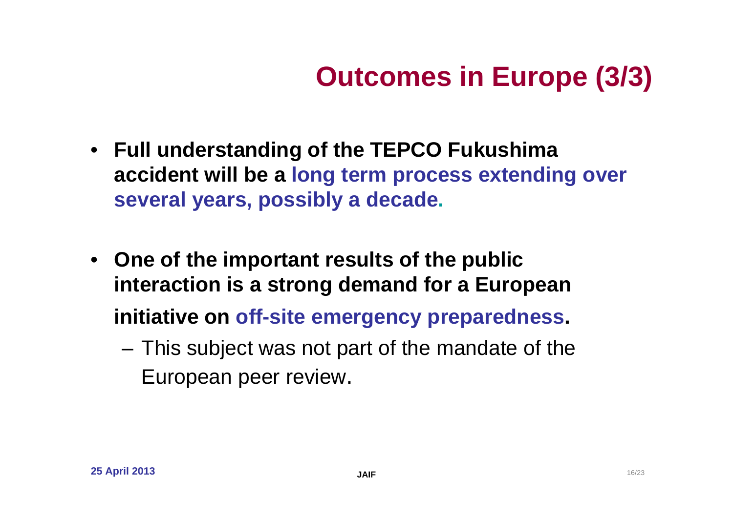# Outcomes in Europe (3/3)

- **Full understanding of the TEPCO Fukushima accident will be a long term process extending over several years, possibly a decade.**

- **One of the important results of the public interaction is a strong demand for a European initiative on off-site emergency preparedness.**
  - This subject was not part of the mandate of the European peer review.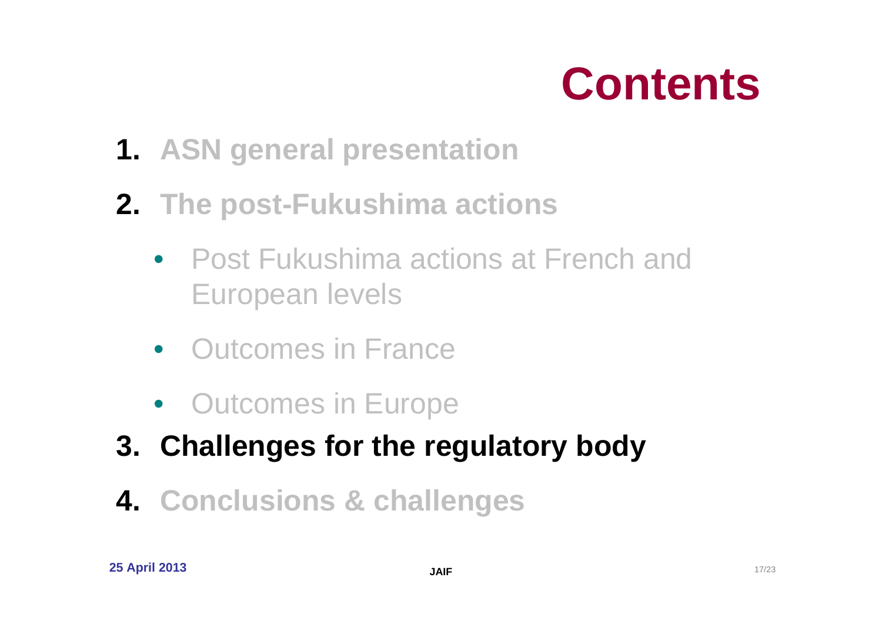# Contents

1. ASN general presentation
2. The post-Fukushima actions
   - Post Fukushima actions at French and European levels
   - Outcomes in France
   - Outcomes in Europe
3. **Challenges for the regulatory body**
4. Conclusions & challenges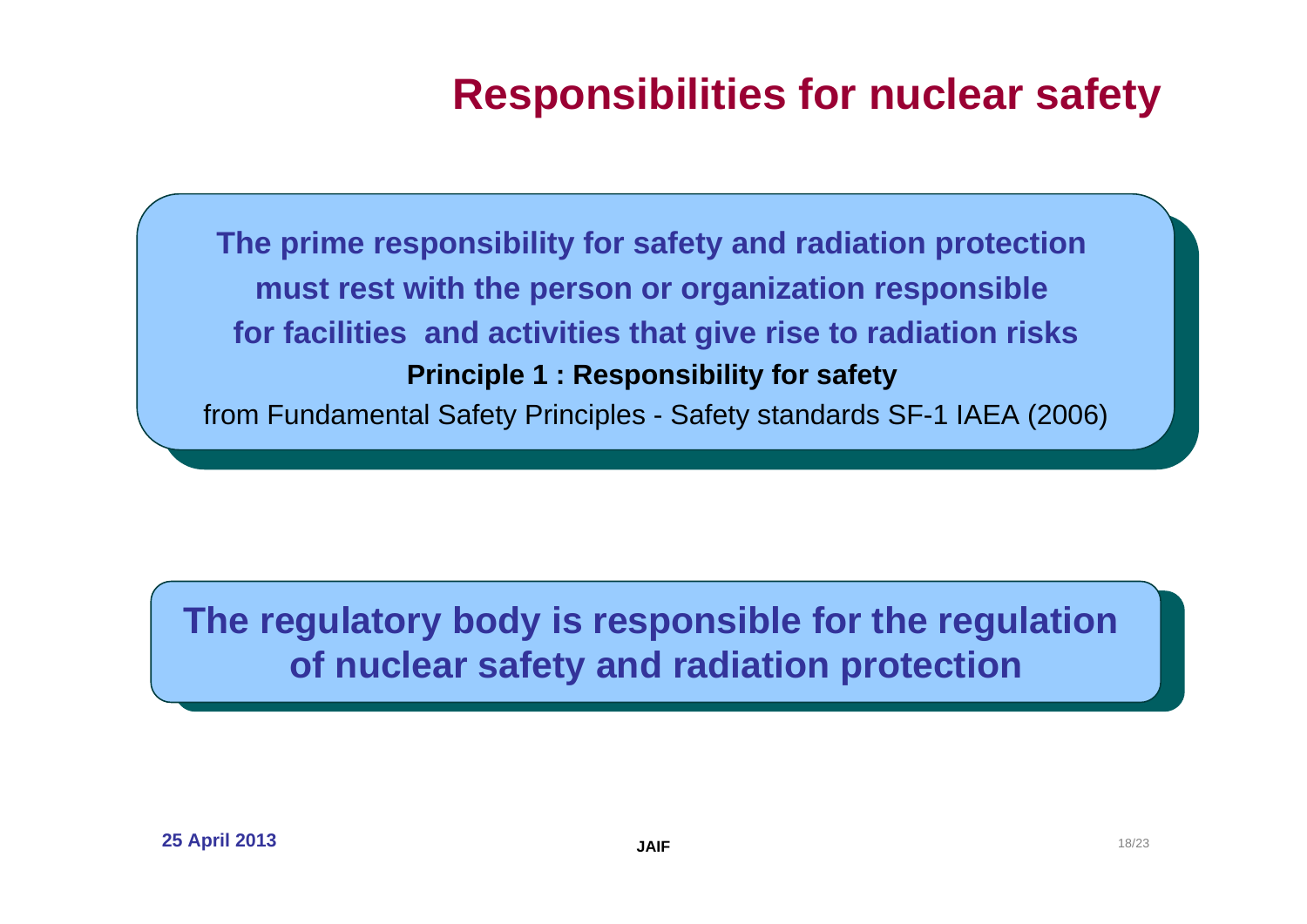# Responsibilities for nuclear safety

**The prime responsibility for safety and radiation protection must rest with the person or organization responsible for facilities and activities that give rise to radiation risks**

**Principle 1 : Responsibility for safety**

from Fundamental Safety Principles - Safety standards SF-1 IAEA (2006)

**The regulatory body is responsible for the regulation of nuclear safety and radiation protection**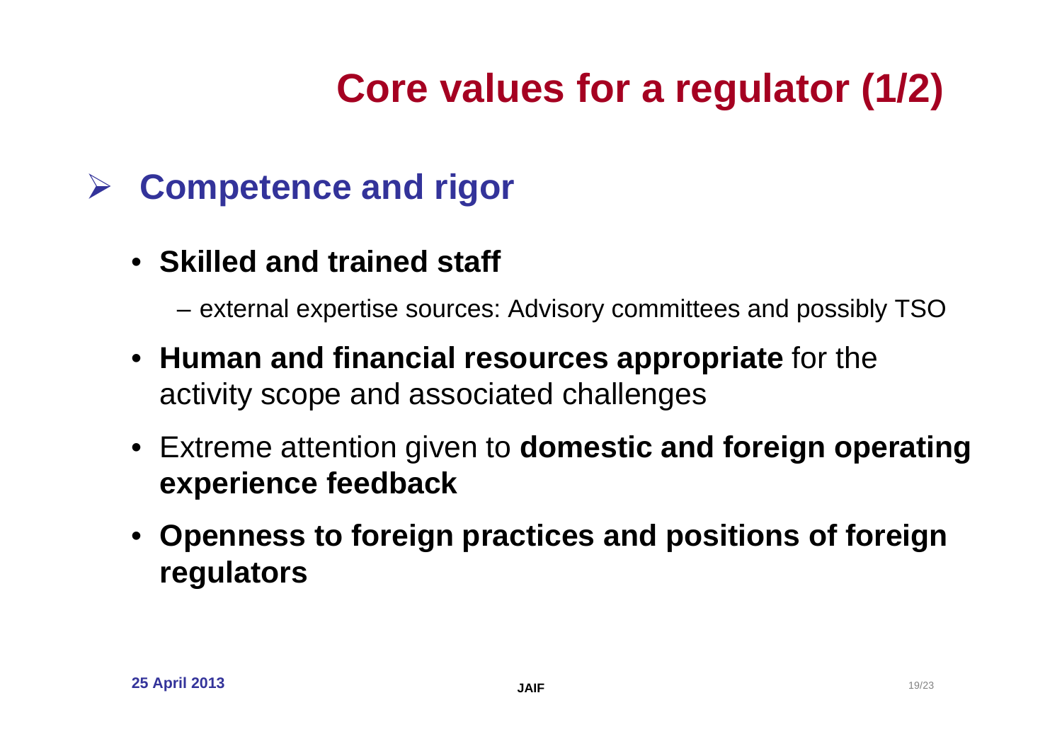# Core values for a regulator (1/2)

## Competence and rigor

- **Skilled and trained staff**
  - external expertise sources: Advisory committees and possibly TSO
- **Human and financial resources appropriate** for the activity scope and associated challenges
- Extreme attention given to **domestic and foreign operating experience feedback**
- **Openness to foreign practices and positions of foreign regulators**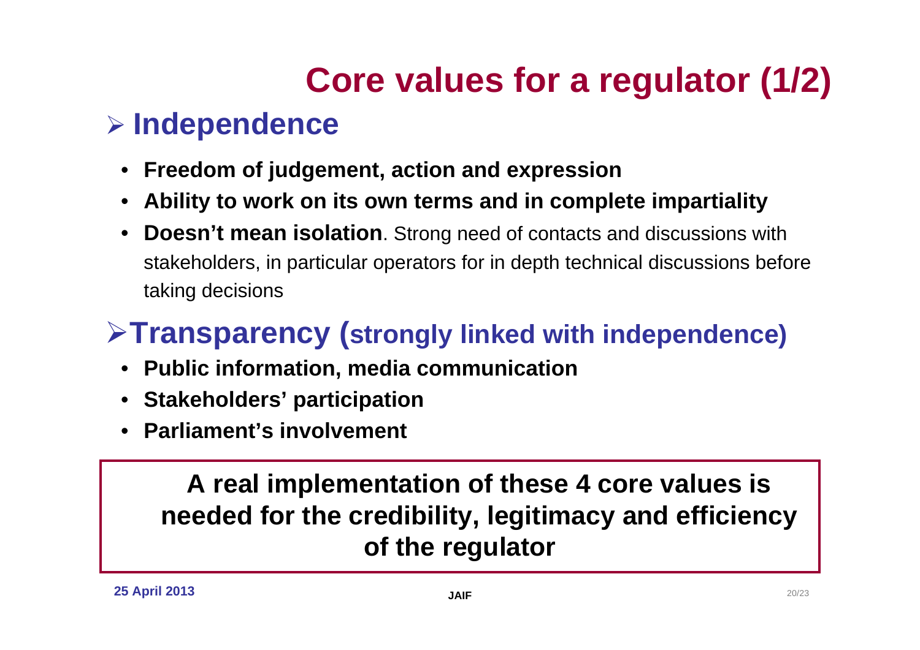# Core values for a regulator (1/2)

## ➢ Independence

- **Freedom of judgement, action and expression**
- **Ability to work on its own terms and in complete impartiality**
- **Doesn't mean isolation**. Strong need of contacts and discussions with stakeholders, in particular operators for in depth technical discussions before taking decisions

## ➢ Transparency (strongly linked with independence)

- **Public information, media communication**
- **Stakeholders' participation**
- **Parliament's involvement**

**A real implementation of these 4 core values is needed for the credibility, legitimacy and efficiency of the regulator**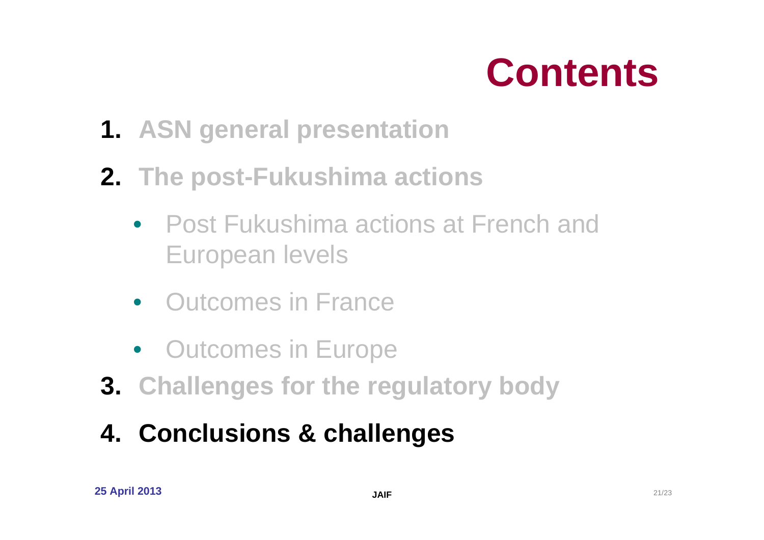# Contents

1. ASN general presentation
2. The post-Fukushima actions
   - Post Fukushima actions at French and European levels
   - Outcomes in France
   - Outcomes in Europe
3. Challenges for the regulatory body
4. **Conclusions & challenges**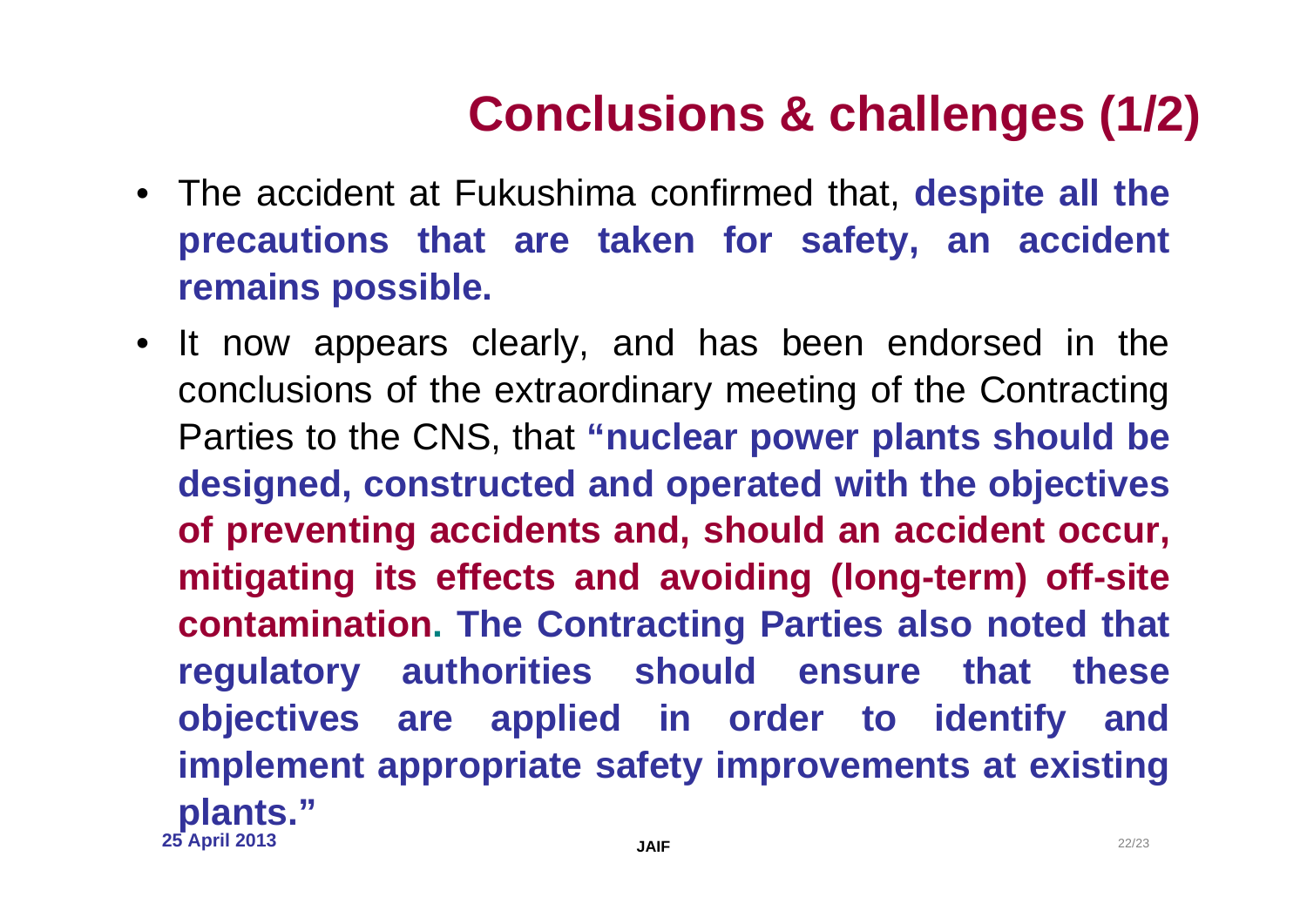# Conclusions & challenges (1/2)

- The accident at Fukushima confirmed that, **despite all the precautions that are taken for safety, an accident remains possible.**
- It now appears clearly, and has been endorsed in the conclusions of the extraordinary meeting of the Contracting Parties to the CNS, that **"nuclear power plants should be designed, constructed and operated with the objectives of preventing accidents and, should an accident occur, mitigating its effects and avoiding (long-term) off-site contamination. The Contracting Parties also noted that regulatory authorities should ensure that these objectives are applied in order to identify and implement appropriate safety improvements at existing plants."**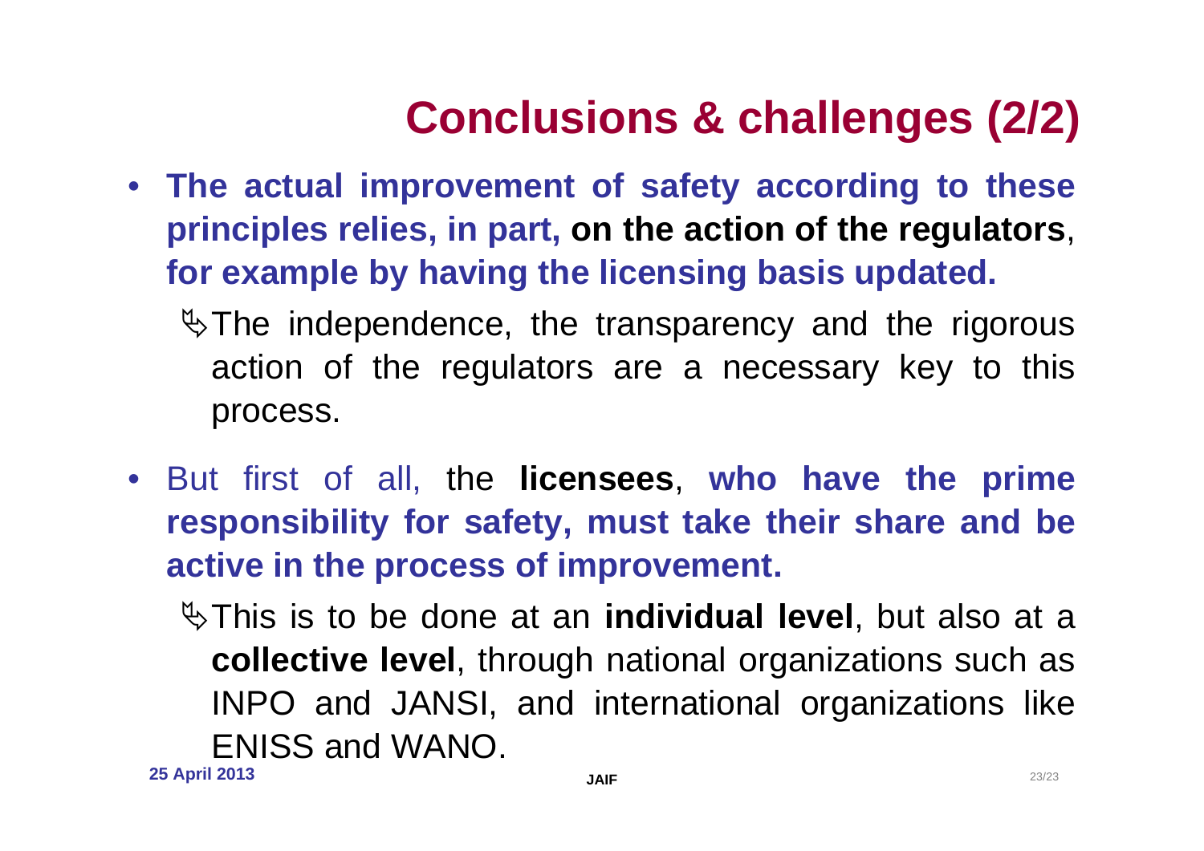# Conclusions & challenges (2/2)

- **The actual improvement of safety according to these principles relies, in part, on the action of the regulators, for example by having the licensing basis updated.**
  - ↳ The independence, the transparency and the rigorous action of the regulators are a necessary key to this process.
- But first of all, the **licensees**, **who have the prime responsibility for safety, must take their share and be active in the process of improvement.**
  - ↳ This is to be done at an **individual level**, but also at a **collective level**, through national organizations such as INPO and JANSI, and international organizations like ENISS and WANO.